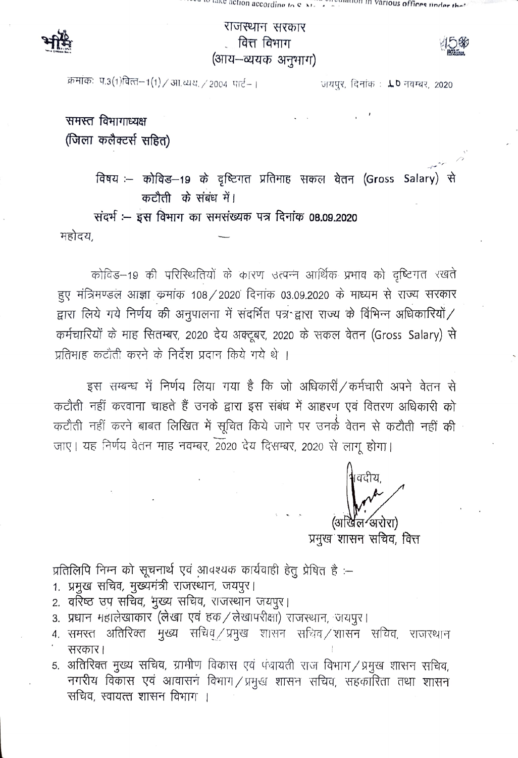# राजस्थान सरकार
## वित्त विभाग
### (आय–व्ययक अनुभाग)

क्रमांकः प.3(1)वित्त–1(1)/आ.व्यय./2004 पार्ट–I जयपुर, दिनांक : 10 नवम्बर, 2020

**समस्त विभागाध्यक्ष**
**(जिला कलैक्टर्स सहित)**

**विषय :– कोविड–19 के दृष्टिगत प्रतिमाह सकल वेतन (Gross Salary) से कटौती के संबंध में।**

**संदर्भ :– इस विभाग का समसंख्यक पत्र दिनांक 08.09.2020**

महोदय,

कोविड–19 की परिस्थितियों के कारण उत्पन्न आर्थिक प्रभाव को दृष्टिगत रखते हुए मंत्रिमण्डल आज्ञा क्रमांक 108/2020 दिनांक 03.09.2020 के माध्यम से राज्य सरकार द्वारा लिये गये निर्णय की अनुपालना में संदर्भित पत्र द्वारा राज्य के विभिन्न अधिकारियों/कर्मचारियों के माह सितम्बर, 2020 देय अक्टूबर, 2020 के सकल वेतन (Gross Salary) से प्रतिमाह कटौती करने के निर्देश प्रदान किये गये थे ।

इस सम्बन्ध में निर्णय लिया गया है कि जो अधिकारी/कर्मचारी अपने वेतन से कटौती नहीं करवाना चाहते हैं उनके द्वारा इस संबंध में आहरण एवं वितरण अधिकारी को कटौती नहीं करने बाबत लिखित में सूचित किये जाने पर उनके वेतन से कटौती नहीं की जाए। यह निर्णय वेतन माह नवम्बर, 2020 देय दिसम्बर, 2020 से लागू होगा।

भवदीय,

(अखिल अरोरा)
प्रमुख शासन सचिव, वित्त

प्रतिलिपि निम्न को सूचनार्थ एवं आवश्यक कार्यवाही हेतु प्रेषित है :–

1. प्रमुख सचिव, मुख्यमंत्री राजस्थान, जयपुर।
2. वरिष्ठ उप सचिव, मुख्य सचिव, राजस्थान जयपुर।
3. प्रधान महालेखाकार (लेखा एवं हक/लेखापरीक्षा) राजस्थान, जयपुर।
4. समस्त अतिरिक्त मुख्य सचिव/प्रमुख शासन सचिव/शासन सचिव, राजस्थान सरकार।
5. अतिरिक्त मुख्य सचिव, ग्रामीण विकास एवं पंचायती राज विभाग/प्रमुख शासन सचिव, नगरीय विकास एवं आवासन विभाग/प्रमुख शासन सचिव, सहकारिता तथा शासन सचिव, स्वायत्त शासन विभाग ।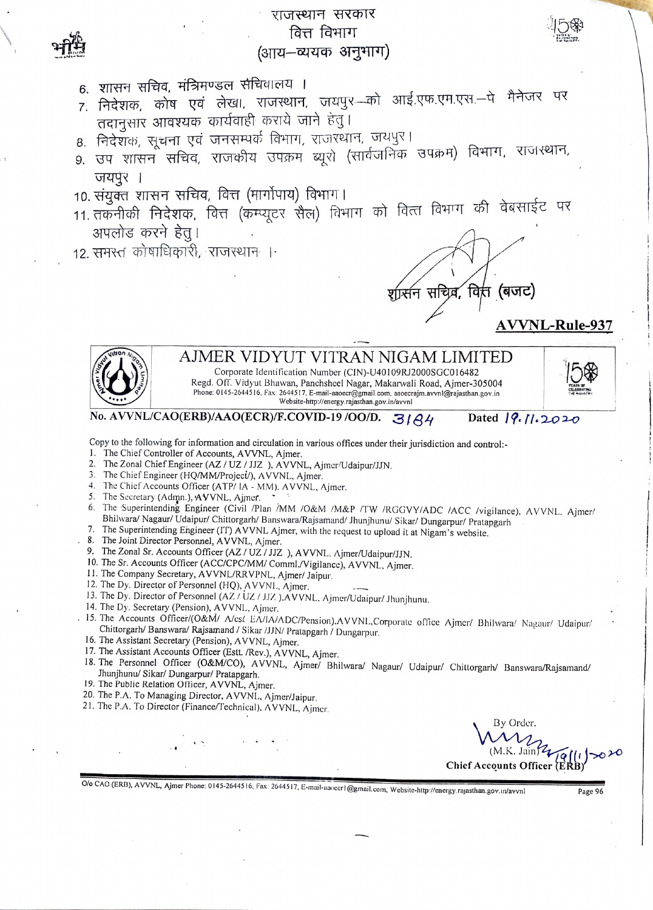राजस्थान सरकार
वित्त विभाग
(आय–व्ययक अनुभाग)

6. शासन सचिव, मंत्रिमण्डल सचिवालय ।
7. निदेशक, कोष एवं लेखा, राजस्थान, जयपुर–को आई.एफ.एम.एस.–पे मैनेजर पर तदानुसार आवश्यक कार्यवाही कराये जाने हेतु।
8. निदेशक, सूचना एवं जनसम्पर्क विभाग, राजस्थान, जयपुर।
9. उप शासन सचिव, राजकीय उपक्रम ब्यूरो (सार्वजनिक उपक्रम) विभाग, राजस्थान, जयपुर ।
10. संयुक्त शासन सचिव, वित्त (मार्गोपाय) विभाग।
11. तकनीकी निदेशक, वित्त (कम्प्यूटर सैल) विभाग को वित्त विभाग की वेबसाईट पर अपलोड करने हेतु।
12. समस्त कोषाधिकारी, राजस्थान ।

शासन सचिव, वित्त (बजट)

**AVVNL-Rule-937**

# AJMER VIDYUT VITRAN NIGAM LIMITED

Corporate Identification Number (CIN)-U40109RJ2000SGC016482
Regd. Off. Vidyut Bhawan, Panchsheel Nagar, Makarwali Road, Ajmer-305004
Phone: 0145-2644516, Fax: 2644517, E-mail-aaoecr@gmail.com, aoecrajm.avvnl@rajasthan.gov.in
Website-http://energy.rajasthan.gov.in/avvnl

**No. AVVNL/CAO(ERB)/AAO(ECR)/F.COVID-19 /OO/D. 3184** **Dated 19.11.2020**

Copy to the following for information and circulation in various offices under their jurisdiction and control:-

1. The Chief Controller of Accounts, AVVNL, Ajmer.
2. The Zonal Chief Engineer (AZ / UZ / JJZ ), AVVNL, Ajmer/Udaipur/JJN.
3. The Chief Engineer (HQ/MM/Project/), AVVNL, Ajmer.
4. The Chief Accounts Officer (ATP/ IA - MM), AVVNL, Ajmer.
5. The Secretary (Admn.), AVVNL, Ajmer.
6. The Superintending Engineer (Civil /Plan /MM /O&M /M&P /TW /RGGVY/ADC /ACC /vigilance), AVVNL, Ajmer/ Bhilwara/ Nagaur/ Udaipur/ Chittorgarh/ Banswara/Rajsamand/ Jhunjhunu/ Sikar/ Dungarpur/ Pratapgarh
7. The Superintending Engineer (IT) AVVNL Ajmer, with the request to upload it at Nigam's website.
8. The Joint Director Personnel, AVVNL, Ajmer.
9. The Zonal Sr. Accounts Officer (AZ / UZ / JJZ ), AVVNL, Ajmer/Udaipur/JJN.
10. The Sr. Accounts Officer (ACC/CPC/MM/ Comml./Vigilance), AVVNL, Ajmer.
11. The Company Secretary, AVVNL/RRVPNL, Ajmer/ Jaipur.
12. The Dy. Director of Personnel (HQ), AVVNL, Ajmer.
13. The Dy. Director of Personnel (AZ / UZ / JJZ ).AVVNL, Ajmer/Udaipur/ Jhunjhunu.
14. The Dy. Secretary (Pension), AVVNL, Ajmer.
15. The Accounts Officer/(O&M/ A/cs/ EA/IA/ADC/Pension).AVVNL,Corporate office Ajmer/ Bhilwara/ Nagaur/ Udaipur/ Chittorgarh/ Banswara/ Rajsamand / Sikar /JJN/ Pratapgarh / Dungarpur.
16. The Assistant Secretary (Pension), AVVNL, Ajmer.
17. The Assistant Accounts Officer (Estt. /Rev.), AVVNL, Ajmer.
18. The Personnel Officer (O&M/CO), AVVNL, Ajmer/ Bhilwara/ Nagaur/ Udaipur/ Chittorgarh/ Banswara/Rajsamand/ Jhunjhunu/ Sikar/ Dungarpur/ Pratapgarh.
19. The Public Relation Officer, AVVNL, Ajmer.
20. The P.A. To Managing Director, AVVNL, Ajmer/Jaipur.
21. The P.A. To Director (Finance/Technical), AVVNL, Ajmer.

By Order.

19/11/2020
(M.K. Jain)
**Chief Accounts Officer (ERB)**

O/o CAO (ERB), AVVNL, Ajmer Phone: 0145-2644516, Fax: 2644517, E-mail-aaoecr1@gmail.com, Website-http://energy.rajasthan.gov.in/avvnl